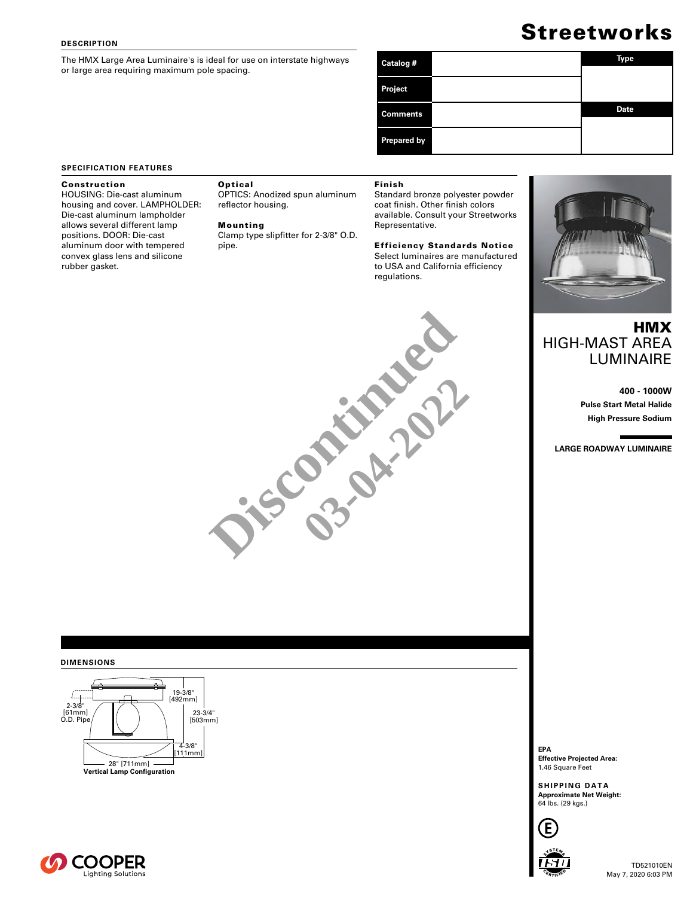# Streetworks

## DESCRIPTION

The HMX Large Area Luminaire's is ideal for use on interstate highways or large area requiring maximum pole spacing.

| Catalog # | | Type |
|---|---|---|
| Project | | |
| Comments | | Date |
| Prepared by | | |

## SPECIFICATION FEATURES

### Construction

HOUSING: Die-cast aluminum housing and cover. LAMPHOLDER: Die-cast aluminum lampholder allows several different lamp positions. DOOR: Die-cast aluminum door with tempered convex glass lens and silicone rubber gasket.

### Optical

OPTICS: Anodized spun aluminum reflector housing.

### Mounting

Clamp type slipfitter for 2-3/8" O.D. pipe.

### Finish

Standard bronze polyester powder coat finish. Other finish colors available. Consult your Streetworks Representative.

### Efficiency Standards Notice

Select luminaires are manufactured to USA and California efficiency regulations.

Discontinued 03-04-2022

# HMX

## HIGH-MAST AREA LUMINAIRE

**400 - 1000W**

**Pulse Start Metal Halide**

**High Pressure Sodium**

**LARGE ROADWAY LUMINAIRE**

## DIMENSIONS

2-3/8" [61mm] O.D. Pipe

19-3/8" [492mm]

23-3/4" [503mm]

4-3/8" [111mm]

28" [711mm]

**Vertical Lamp Configuration**

**EPA**

**Effective Projected Area:**
1.46 Square Feet

**SHIPPING DATA**

**Approximate Net Weight:**
64 lbs. (29 kgs.)

COOPER Lighting Solutions

TD521010EN
May 7, 2020 6:03 PM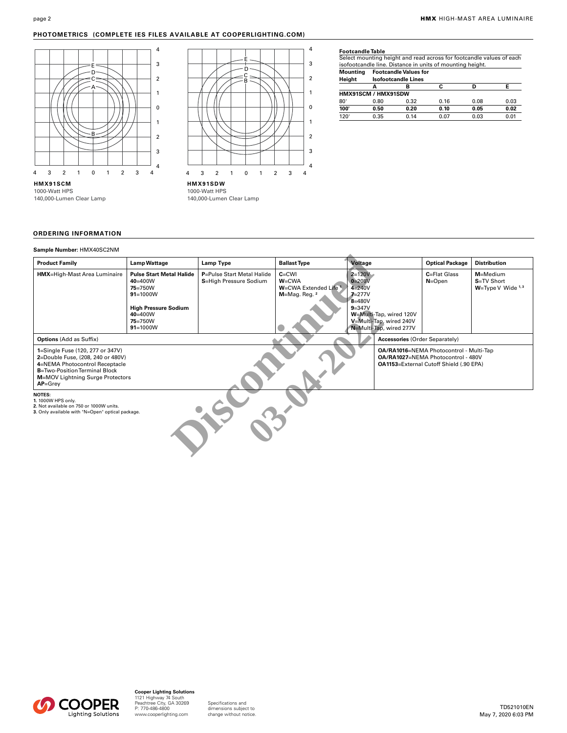## PHOTOMETRICS (COMPLETE IES FILES AVAILABLE AT COOPERLIGHTING.COM)

4 3 2 1 0 1 2 3 4

E D C A B

**HMX91SCM**
1000-Watt HPS
140,000-Lumen Clear Lamp

4 3 2 1 0 1 2 3 4

E D C B

**HMX91SDW**
1000-Watt HPS
140,000-Lumen Clear Lamp

**Footcandle Table**

Select mounting height and read across for footcandle values of each isofootcandle line. Distance in units of mounting height.

| Mounting Height | Footcandle Values for Isofootcandle Lines | | | | |
|---|---|---|---|---|---|
| | A | B | C | D | E |
| **HMX91SCM / HMX91SDW** | | | | | |
| 80' | 0.80 | 0.32 | 0.16 | 0.08 | 0.03 |
| **100'** | **0.50** | **0.20** | **0.10** | **0.05** | **0.02** |
| 120' | 0.35 | 0.14 | 0.07 | 0.03 | 0.01 |

## ORDERING INFORMATION

**Sample Number:** HMX40SC2NM

| Product Family | Lamp Wattage | Lamp Type | Ballast Type | Voltage | Optical Package | Distribution |
|---|---|---|---|---|---|---|
| **HMX**=High-Mast Area Luminaire | **Pulse Start Metal Halide**<br>**40**=400W<br>**75**=750W<br>**91**=1000W<br><br>**High Pressure Sodium**<br>**40**=400W<br>**75**=750W<br>**91**=1000W | **P**=Pulse Start Metal Halide<br>**S**=High Pressure Sodium | **C**=CWI<br>**W**=CWA<br>**W**=CWA Extended Life [1]<br>**M**=Mag. Reg. [2] | **2**=120V<br>**0**=208V<br>**4**=240V<br>**7**=277V<br>**8**=480V<br>**9**=347V<br>**W**=Multi-Tap, wired 120V<br>**V**=Multi-Tap, wired 240V<br>**N**=Multi-Tap, wired 277V | **C**=Flat Glass<br>**N**=Open | **M**=Medium<br>**S**=TV Short<br>**W**=Type V Wide [1,3] |

| Options (Add as Suffix) | Accessories (Order Separately) |
|---|---|
| **1**=Single Fuse (120, 277 or 347V)<br>**2**=Double Fuse, (208, 240 or 480V)<br>**4**=NEMA Photocontrol Receptacle<br>**B**=Two-Position Terminal Block<br>**M**=MOV Lightning Surge Protectors<br>**AP**=Grey | **OA/RA1016**=NEMA Photocontrol - Multi-Tap<br>**OA/RA1027**=NEMA Photocontrol - 480V<br>**OA1153**=External Cutoff Shield (.90 EPA) |

**NOTES:**
1. 1000W HPS only.
2. Not available on 750 or 1000W units.
3. Only available with "N=Open" optical package.

Discontinued 03-04-2022

**Cooper Lighting Solutions**
1121 Highway 74 South
Peachtree City, GA 30269
P: 770-486-4800
www.cooperlighting.com

Specifications and dimensions subject to change without notice.

TD521010EN
May 7, 2020 6:03 PM